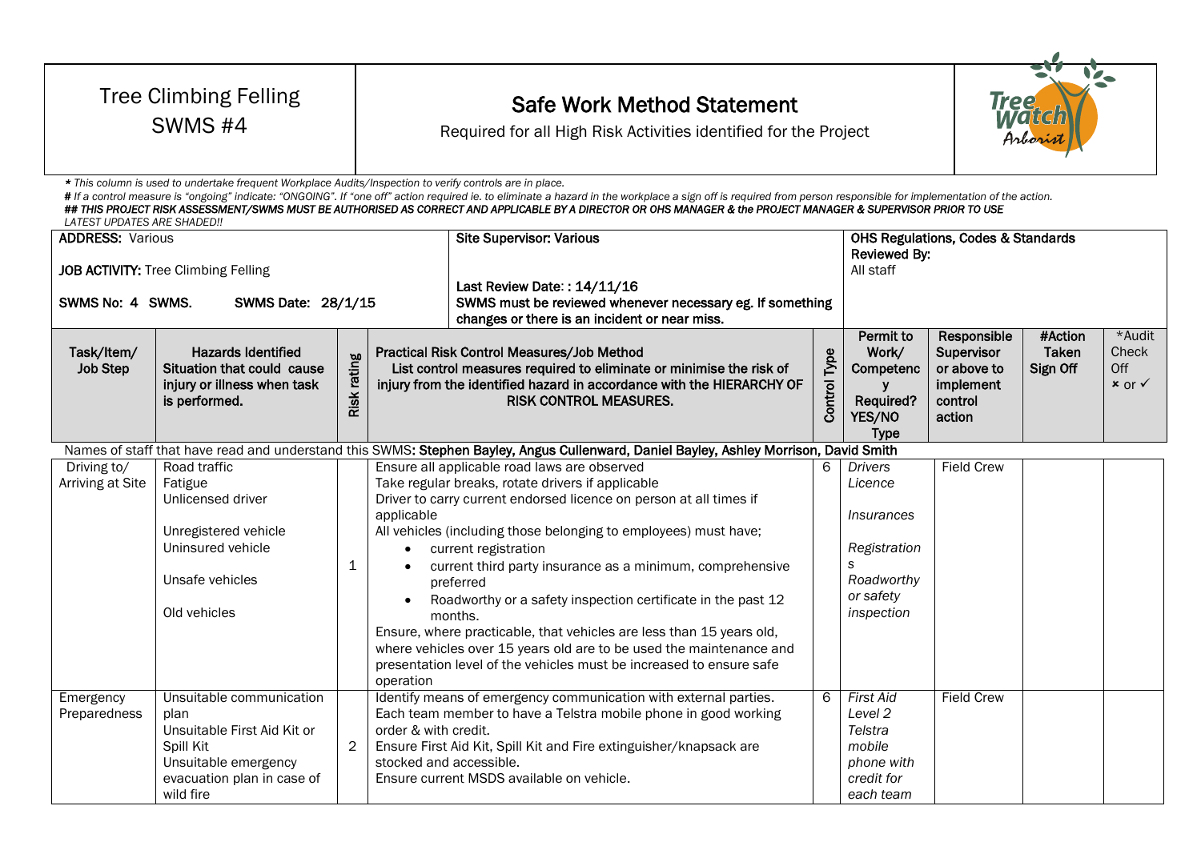# Tree Climbing Felling SWMS #4

## Safe Work Method Statement

Required for all High Risk Activities identified for the Project

*\* This column is used to undertake frequent Workplace Audits/Inspection to verify controls are in place.*

*# If a control measure is "ongoing" indicate: "ONGOING". If "one off" action required ie. to eliminate a hazard in the workplace a sign off is required from person responsible for implementation of the action.*

***## THIS PROJECT RISK ASSESSMENT/SWMS MUST BE AUTHORISED AS CORRECT AND APPLICABLE BY A DIRECTOR OR OHS MANAGER & the PROJECT MANAGER & SUPERVISOR PRIOR TO USE***

*LATEST UPDATES ARE SHADED!!*

| **ADDRESS:** Various<br><br>**JOB ACTIVITY:** Tree Climbing Felling<br><br>**SWMS No: 4 SWMS. SWMS Date: 28/1/15** | **Site Supervisor: Various**<br><br>**Last Review Date: : 14/11/16**<br>**SWMS must be reviewed whenever necessary eg. If something changes or there is an incident or near miss.** | **OHS Regulations, Codes & Standards Reviewed By:**<br>All staff |
|---|---|---|

| Task/Item/ Job Step | Hazards Identified Situation that could cause injury or illness when task is performed. | Risk rating | Practical Risk Control Measures/Job Method List control measures required to eliminate or minimise the risk of injury from the identified hazard in accordance with the HIERARCHY OF RISK CONTROL MEASURES. | Control Type | Permit to Work/ Competency Required? YES/NO Type | Responsible Supervisor or above to implement control action | #Action Taken Sign Off | *Audit Check Off × or ✓ |
|---|---|---|---|---|---|---|---|---|
| Names of staff that have read and understand this SWMS: **Stephen Bayley, Angus Cullenward, Daniel Bayley, Ashley Morrison, David Smith** | | | | | | | | |
| Driving to/ Arriving at Site | Road traffic<br>Fatigue<br>Unlicensed driver<br><br>Unregistered vehicle<br>Uninsured vehicle<br><br>Unsafe vehicles<br><br>Old vehicles | 1 | Ensure all applicable road laws are observed<br>Take regular breaks, rotate drivers if applicable<br>Driver to carry current endorsed licence on person at all times if applicable<br>All vehicles (including those belonging to employees) must have;<br>• current registration<br>• current third party insurance as a minimum, comprehensive preferred<br>• Roadworthy or a safety inspection certificate in the past 12 months.<br>Ensure, where practicable, that vehicles are less than 15 years old, where vehicles over 15 years old are to be used the maintenance and presentation level of the vehicles must be increased to ensure safe operation | 6 | *Drivers Licence*<br><br>*Insurances*<br><br>*Registrations*<br>*Roadworthy or safety inspection* | Field Crew | | |
| Emergency Preparedness | Unsuitable communication plan<br>Unsuitable First Aid Kit or Spill Kit<br>Unsuitable emergency evacuation plan in case of wild fire | 2 | Identify means of emergency communication with external parties.<br>Each team member to have a Telstra mobile phone in good working order & with credit.<br>Ensure First Aid Kit, Spill Kit and Fire extinguisher/knapsack are stocked and accessible.<br>Ensure current MSDS available on vehicle. | 6 | *First Aid Level 2*<br>*Telstra mobile phone with credit for each team* | Field Crew | | |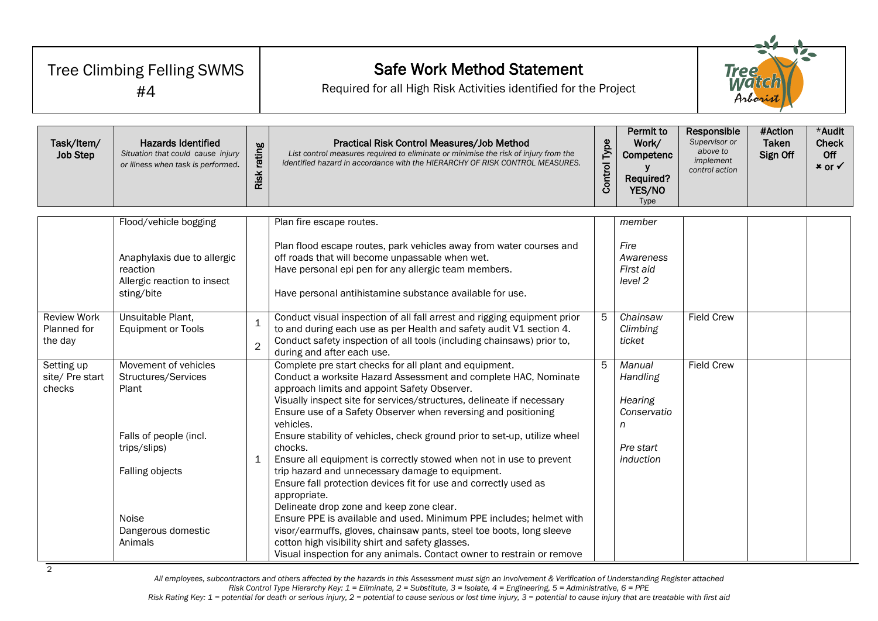# Tree Climbing Felling SWMS #4

## Safe Work Method Statement

Required for all High Risk Activities identified for the Project

| Task/Item/ Job Step | Hazards Identified *Situation that could cause injury or illness when task is performed.* | Risk rating | Practical Risk Control Measures/Job Method *List control measures required to eliminate or minimise the risk of injury from the identified hazard in accordance with the HIERARCHY OF RISK CONTROL MEASURES.* | Control Type | Permit to Work/ Competency Required? YES/NO Type | Responsible *Supervisor or above to implement control action* | #Action Taken Sign Off | *Audit Check Off ✖ or ✓ |
|---|---|---|---|---|---|---|---|---|
| | Flood/vehicle bogging<br><br>Anaphylaxis due to allergic reaction<br>Allergic reaction to insect sting/bite | | Plan fire escape routes.<br><br>Plan flood escape routes, park vehicles away from water courses and off roads that will become unpassable when wet.<br>Have personal epi pen for any allergic team members.<br><br>Have personal antihistamine substance available for use. | | *member*<br><br>*Fire Awareness*<br>*First aid level 2* | | | |
| Review Work Planned for the day | Unsuitable Plant, Equipment or Tools | 1<br>2 | Conduct visual inspection of all fall arrest and rigging equipment prior to and during each use as per Health and safety audit V1 section 4.<br>Conduct safety inspection of all tools (including chainsaws) prior to, during and after each use. | 5 | *Chainsaw Climbing ticket* | Field Crew | | |
| Setting up site/ Pre start checks | Movement of vehicles<br>Structures/Services<br>Plant<br><br>Falls of people (incl. trips/slips)<br><br>Falling objects<br><br>Noise<br>Dangerous domestic Animals | 1 | Complete pre start checks for all plant and equipment.<br>Conduct a worksite Hazard Assessment and complete HAC, Nominate approach limits and appoint Safety Observer.<br>Visually inspect site for services/structures, delineate if necessary<br>Ensure use of a Safety Observer when reversing and positioning vehicles.<br>Ensure stability of vehicles, check ground prior to set-up, utilize wheel chocks.<br>Ensure all equipment is correctly stowed when not in use to prevent trip hazard and unnecessary damage to equipment.<br>Ensure fall protection devices fit for use and correctly used as appropriate.<br>Delineate drop zone and keep zone clear.<br>Ensure PPE is available and used. Minimum PPE includes; helmet with visor/earmuffs, gloves, chainsaw pants, steel toe boots, long sleeve cotton high visibility shirt and safety glasses.<br>Visual inspection for any animals. Contact owner to restrain or remove | 5 | *Manual Handling*<br><br>*Hearing Conservation*<br><br>*Pre start induction* | Field Crew | | |

*All employees, subcontractors and others affected by the hazards in this Assessment must sign an Involvement & Verification of Understanding Register attached*
*Risk Control Type Hierarchy Key: 1 = Eliminate, 2 = Substitute, 3 = Isolate, 4 = Engineering, 5 = Administrative, 6 = PPE*
*Risk Rating Key: 1 = potential for death or serious injury, 2 = potential to cause serious or lost time injury, 3 = potential to cause injury that are treatable with first aid*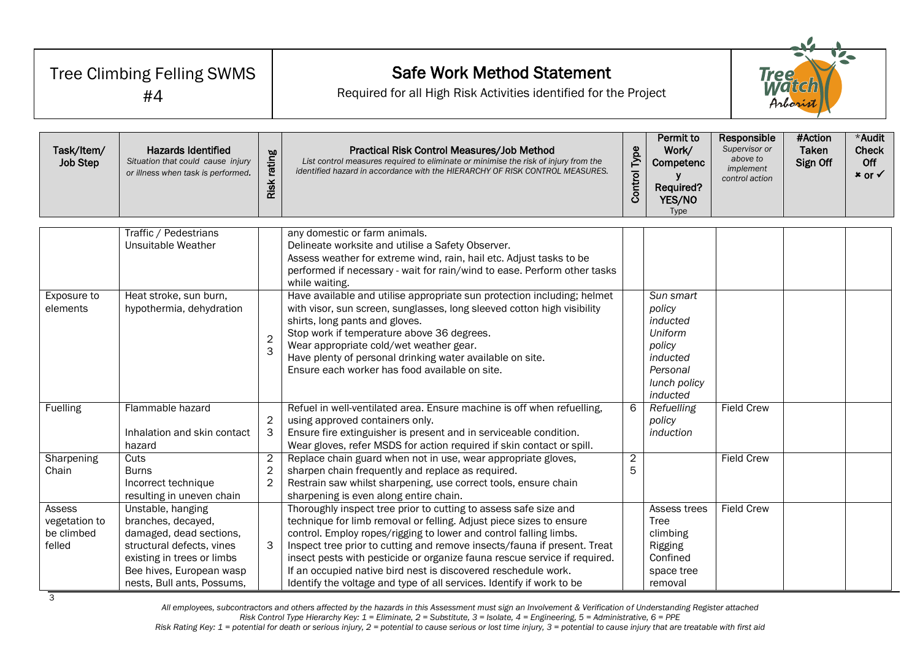| Tree Climbing Felling SWMS #4 | **Safe Work Method Statement** Required for all High Risk Activities identified for the Project |
|---|---|

| Task/Item/ Job Step | Hazards Identified *Situation that could cause injury or illness when task is performed.* | Risk rating | Practical Risk Control Measures/Job Method *List control measures required to eliminate or minimise the risk of injury from the identified hazard in accordance with the HIERARCHY OF RISK CONTROL MEASURES.* | Control Type | Permit to Work/ Competency Required? YES/NO Type | Responsible *Supervisor or above to implement control action* | #Action Taken Sign Off | *Audit Check Off ✖ or ✓ |
|---|---|---|---|---|---|---|---|---|
| | Traffic / Pedestrians<br>Unsuitable Weather | | any domestic or farm animals.<br>Delineate worksite and utilise a Safety Observer.<br>Assess weather for extreme wind, rain, hail etc. Adjust tasks to be performed if necessary - wait for rain/wind to ease. Perform other tasks while waiting. | | | | | |
| Exposure to elements | Heat stroke, sun burn, hypothermia, dehydration | 2<br>3 | Have available and utilise appropriate sun protection including; helmet with visor, sun screen, sunglasses, long sleeved cotton high visibility shirts, long pants and gloves.<br>Stop work if temperature above 36 degrees.<br>Wear appropriate cold/wet weather gear.<br>Have plenty of personal drinking water available on site.<br>Ensure each worker has food available on site. | | *Sun smart policy inducted*<br>*Uniform policy inducted*<br>*Personal lunch policy inducted* | | | |
| Fuelling | Flammable hazard<br><br>Inhalation and skin contact hazard | 2<br>3 | Refuel in well-ventilated area. Ensure machine is off when refuelling, using approved containers only.<br>Ensure fire extinguisher is present and in serviceable condition.<br>Wear gloves, refer MSDS for action required if skin contact or spill. | 6 | *Refuelling policy induction* | Field Crew | | |
| Sharpening Chain | Cuts<br>Burns<br>Incorrect technique resulting in uneven chain | 2<br>2<br>2 | Replace chain guard when not in use, wear appropriate gloves, sharpen chain frequently and replace as required.<br>Restrain saw whilst sharpening, use correct tools, ensure chain sharpening is even along entire chain. | 2<br>5 | | Field Crew | | |
| Assess vegetation to be climbed felled | Unstable, hanging branches, decayed, damaged, dead sections, structural defects, vines existing in trees or limbs<br>Bee hives, European wasp nests, Bull ants, Possums, | 3 | Thoroughly inspect tree prior to cutting to assess safe size and technique for limb removal or felling. Adjust piece sizes to ensure control. Employ ropes/rigging to lower and control falling limbs.<br>Inspect tree prior to cutting and remove insects/fauna if present. Treat insect pests with pesticide or organize fauna rescue service if required.<br>If an occupied native bird nest is discovered reschedule work.<br>Identify the voltage and type of all services. Identify if work to be | | Assess trees<br>Tree climbing<br>Rigging<br>Confined space tree removal | Field Crew | | |

*All employees, subcontractors and others affected by the hazards in this Assessment must sign an Involvement & Verification of Understanding Register attached*
*Risk Control Type Hierarchy Key: 1 = Eliminate, 2 = Substitute, 3 = Isolate, 4 = Engineering, 5 = Administrative, 6 = PPE*
*Risk Rating Key: 1 = potential for death or serious injury, 2 = potential to cause serious or lost time injury, 3 = potential to cause injury that are treatable with first aid*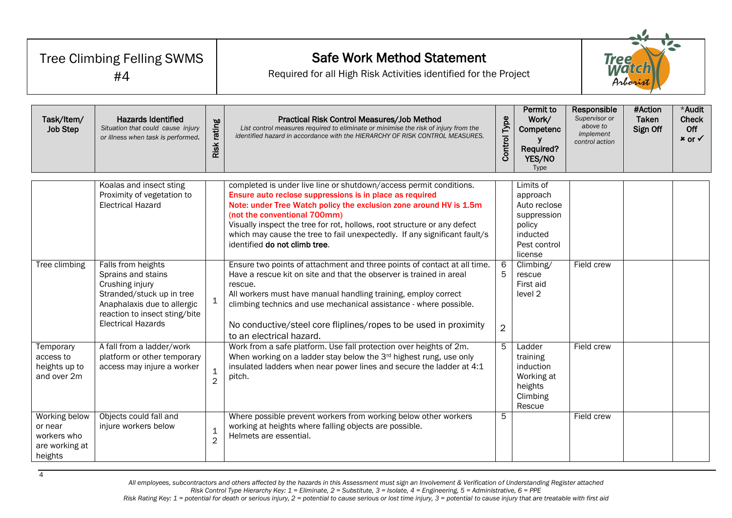| Tree Climbing Felling SWMS #4 | **Safe Work Method Statement** Required for all High Risk Activities identified for the Project |
|---|---|

| Task/Item/ Job Step | Hazards Identified *Situation that could cause injury or illness when task is performed.* | Risk rating | Practical Risk Control Measures/Job Method *List control measures required to eliminate or minimise the risk of injury from the identified hazard in accordance with the HIERARCHY OF RISK CONTROL MEASURES.* | Control Type | Permit to Work/ Competency Required? YES/NO Type | Responsible *Supervisor or above to implement control action* | #Action Taken Sign Off | *Audit Check Off ✖ or ✓ |
|---|---|---|---|---|---|---|---|---|
| | Koalas and insect sting<br>Proximity of vegetation to Electrical Hazard | | completed is under live line or shutdown/access permit conditions.<br>**Ensure auto reclose suppressions is in place as required**<br>**Note: under Tree Watch policy the exclusion zone around HV is 1.5m (not the conventional 700mm)**<br>Visually inspect the tree for rot, hollows, root structure or any defect which may cause the tree to fail unexpectedly. If any significant fault/s identified **do not climb tree**. | | Limits of approach<br>Auto reclose suppression policy inducted<br>Pest control license | | | |
| Tree climbing | Falls from heights<br>Sprains and stains<br>Crushing injury<br>Stranded/stuck up in tree<br>Anaphalaxis due to allergic reaction to insect sting/bite<br>Electrical Hazards | 1 | Ensure two points of attachment and three points of contact at all time.<br>Have a rescue kit on site and that the observer is trained in areal rescue.<br>All workers must have manual handling training, employ correct climbing technics and use mechanical assistance - where possible.<br>No conductive/steel core fliplines/ropes to be used in proximity to an electrical hazard. | 6<br>5<br>2 | Climbing/ rescue<br>First aid level 2 | Field crew | | |
| Temporary access to heights up to and over 2m | A fall from a ladder/work platform or other temporary access may injure a worker | 1<br>2 | Work from a safe platform. Use fall protection over heights of 2m.<br>When working on a ladder stay below the 3rd highest rung, use only insulated ladders when near power lines and secure the ladder at 4:1 pitch. | 5 | Ladder training induction<br>Working at heights<br>Climbing Rescue | Field crew | | |
| Working below or near workers who are working at heights | Objects could fall and injure workers below | 1<br>2 | Where possible prevent workers from working below other workers working at heights where falling objects are possible.<br>Helmets are essential. | 5 | | Field crew | | |

*All employees, subcontractors and others affected by the hazards in this Assessment must sign an Involvement & Verification of Understanding Register attached*
*Risk Control Type Hierarchy Key: 1 = Eliminate, 2 = Substitute, 3 = Isolate, 4 = Engineering, 5 = Administrative, 6 = PPE*
*Risk Rating Key: 1 = potential for death or serious injury, 2 = potential to cause serious or lost time injury, 3 = potential to cause injury that are treatable with first aid*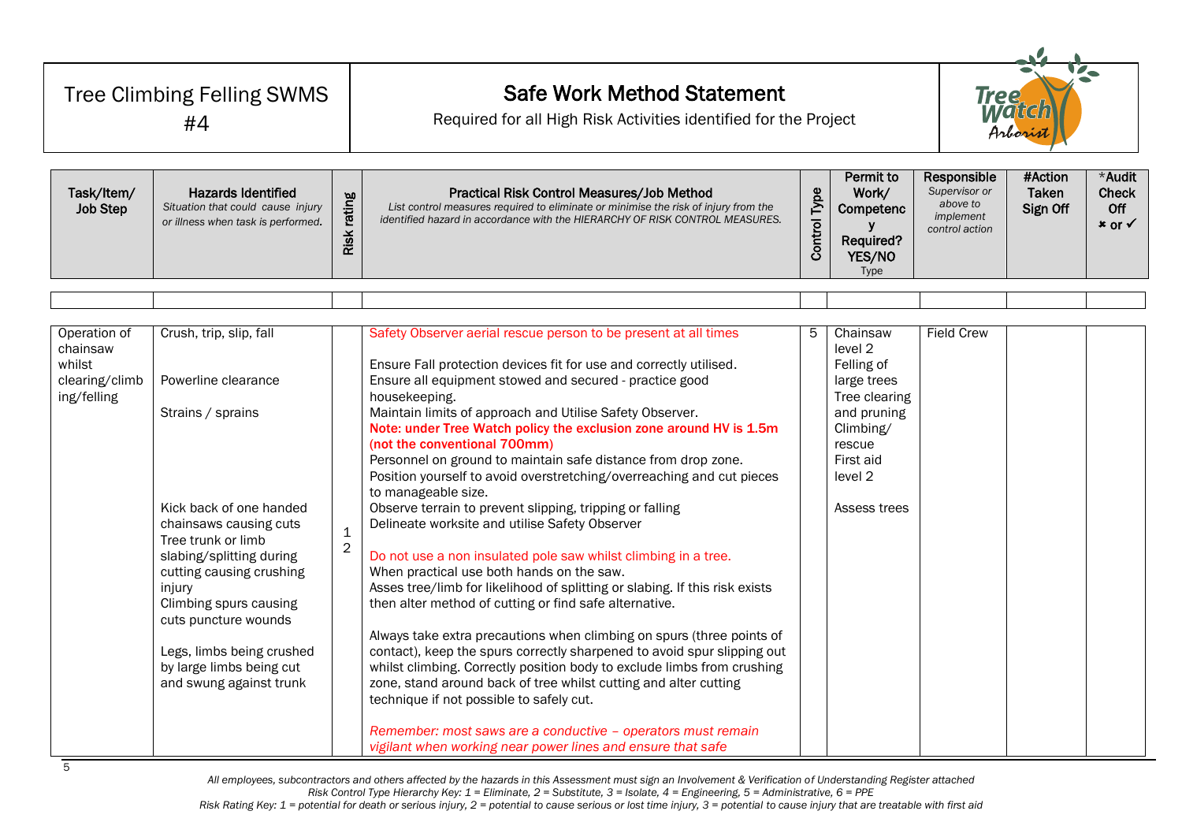| Tree Climbing Felling SWMS #4 | **Safe Work Method Statement** Required for all High Risk Activities identified for the Project |
|---|---|

| Task/Item/ Job Step | Hazards Identified *Situation that could cause injury or illness when task is performed.* | Risk rating | Practical Risk Control Measures/Job Method *List control measures required to eliminate or minimise the risk of injury from the identified hazard in accordance with the HIERARCHY OF RISK CONTROL MEASURES.* | Control Type | Permit to Work/ Competency Required? YES/NO Type | Responsible *Supervisor or above to implement control action* | #Action Taken Sign Off | *Audit Check Off ✖ or ✓ |
|---|---|---|---|---|---|---|---|---|
| | | | | | | | | |
| Operation of chainsaw whilst clearing/climbing/felling | Crush, trip, slip, fall<br><br>Powerline clearance<br><br>Strains / sprains<br><br>Kick back of one handed chainsaws causing cuts<br>Tree trunk or limb slabing/splitting during cutting causing crushing injury<br>Climbing spurs causing cuts puncture wounds<br><br>Legs, limbs being crushed by large limbs being cut and swung against trunk | 1<br>2 | Safety Observer aerial rescue person to be present at all times<br><br>Ensure Fall protection devices fit for use and correctly utilised.<br>Ensure all equipment stowed and secured - practice good housekeeping.<br>Maintain limits of approach and Utilise Safety Observer.<br>**Note: under Tree Watch policy the exclusion zone around HV is 1.5m (not the conventional 700mm)**<br>Personnel on ground to maintain safe distance from drop zone.<br>Position yourself to avoid overstretching/overreaching and cut pieces to manageable size.<br>Observe terrain to prevent slipping, tripping or falling<br>Delineate worksite and utilise Safety Observer<br><br>Do not use a non insulated pole saw whilst climbing in a tree.<br>When practical use both hands on the saw.<br>Asses tree/limb for likelihood of splitting or slabing. If this risk exists then alter method of cutting or find safe alternative.<br><br>Always take extra precautions when climbing on spurs (three points of contact), keep the spurs correctly sharpened to avoid spur slipping out whilst climbing. Correctly position body to exclude limbs from crushing zone, stand around back of tree whilst cutting and alter cutting technique if not possible to safely cut.<br><br>*Remember: most saws are a conductive – operators must remain vigilant when working near power lines and ensure that safe* | 5 | Chainsaw level 2<br>Felling of large trees<br>Tree clearing and pruning<br>Climbing/ rescue<br>First aid level 2<br><br>Assess trees | Field Crew | | |

*All employees, subcontractors and others affected by the hazards in this Assessment must sign an Involvement & Verification of Understanding Register attached*
*Risk Control Type Hierarchy Key: 1 = Eliminate, 2 = Substitute, 3 = Isolate, 4 = Engineering, 5 = Administrative, 6 = PPE*
*Risk Rating Key: 1 = potential for death or serious injury, 2 = potential to cause serious or lost time injury, 3 = potential to cause injury that are treatable with first aid*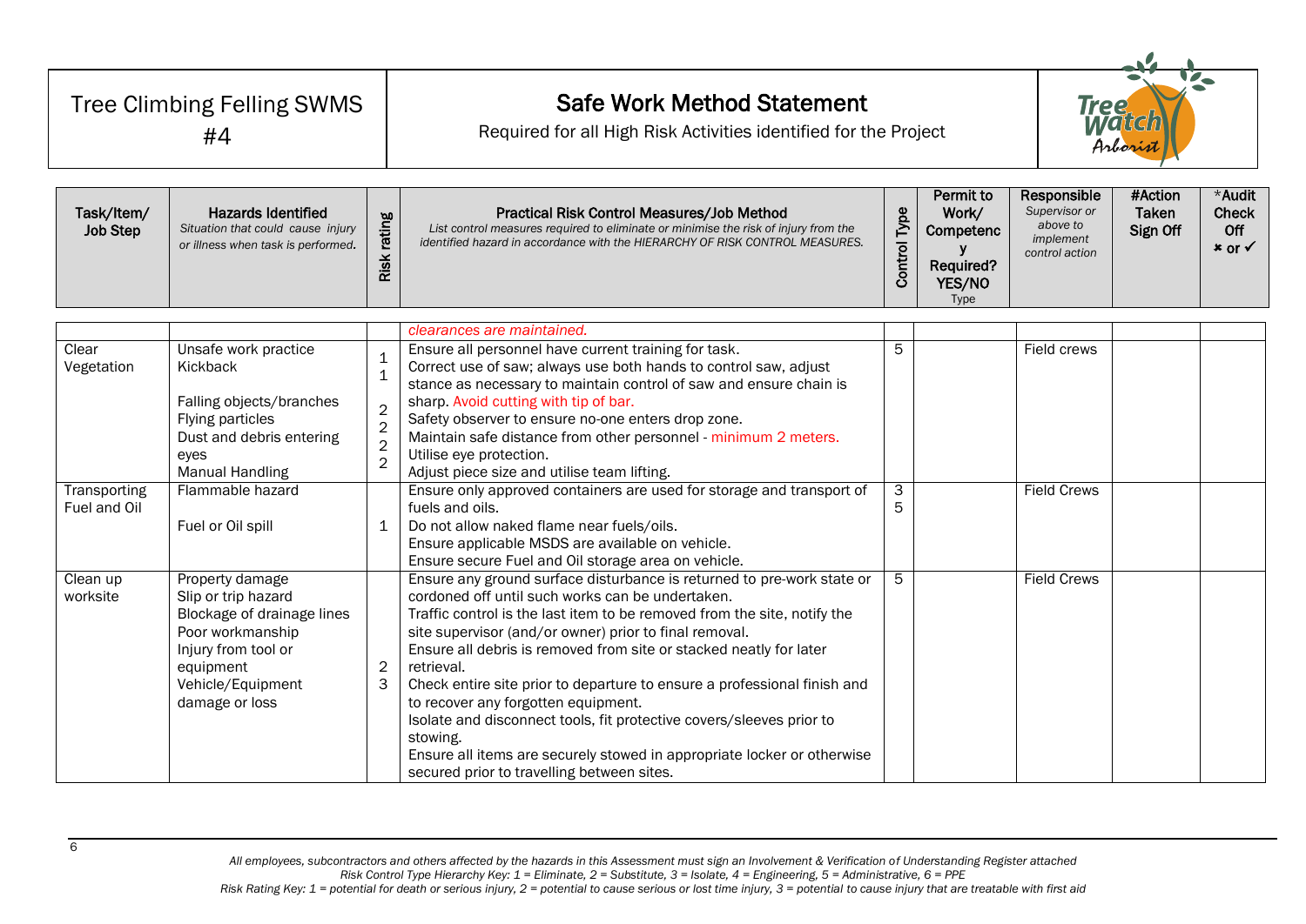| Tree Climbing Felling SWMS #4 | Safe Work Method Statement<br>Required for all High Risk Activities identified for the Project |
|---|---|

| Task/Item/ Job Step | Hazards Identified<br>*Situation that could cause injury or illness when task is performed.* | Risk rating | Practical Risk Control Measures/Job Method<br>*List control measures required to eliminate or minimise the risk of injury from the identified hazard in accordance with the HIERARCHY OF RISK CONTROL MEASURES.* | Control Type | Permit to Work/ Competency Required? YES/NO Type | Responsible<br>*Supervisor or above to implement control action* | #Action Taken Sign Off | *Audit Check Off ✖ or ✓ |
|---|---|---|---|---|---|---|---|---|
| | | | clearances are maintained. | | | | | |
| Clear Vegetation | Unsafe work practice<br>Kickback<br><br>Falling objects/branches<br>Flying particles<br>Dust and debris entering eyes<br>Manual Handling | 1<br>1<br><br>2<br>2<br>2<br>2 | Ensure all personnel have current training for task.<br>Correct use of saw; always use both hands to control saw, adjust stance as necessary to maintain control of saw and ensure chain is sharp. Avoid cutting with tip of bar.<br>Safety observer to ensure no-one enters drop zone.<br>Maintain safe distance from other personnel - minimum 2 meters.<br>Utilise eye protection.<br>Adjust piece size and utilise team lifting. | 5 | | Field crews | | |
| Transporting Fuel and Oil | Flammable hazard<br><br>Fuel or Oil spill | <br><br>1 | Ensure only approved containers are used for storage and transport of fuels and oils.<br>Do not allow naked flame near fuels/oils.<br>Ensure applicable MSDS are available on vehicle.<br>Ensure secure Fuel and Oil storage area on vehicle. | 3<br>5 | | Field Crews | | |
| Clean up worksite | Property damage<br>Slip or trip hazard<br>Blockage of drainage lines<br>Poor workmanship<br>Injury from tool or equipment<br>Vehicle/Equipment damage or loss | <br><br><br><br><br>2<br>3 | Ensure any ground surface disturbance is returned to pre-work state or cordoned off until such works can be undertaken.<br>Traffic control is the last item to be removed from the site, notify the site supervisor (and/or owner) prior to final removal.<br>Ensure all debris is removed from site or stacked neatly for later retrieval.<br>Check entire site prior to departure to ensure a professional finish and to recover any forgotten equipment.<br>Isolate and disconnect tools, fit protective covers/sleeves prior to stowing.<br>Ensure all items are securely stowed in appropriate locker or otherwise secured prior to travelling between sites. | 5 | | Field Crews | | |

*All employees, subcontractors and others affected by the hazards in this Assessment must sign an Involvement & Verification of Understanding Register attached*
*Risk Control Type Hierarchy Key: 1 = Eliminate, 2 = Substitute, 3 = Isolate, 4 = Engineering, 5 = Administrative, 6 = PPE*
*Risk Rating Key: 1 = potential for death or serious injury, 2 = potential to cause serious or lost time injury, 3 = potential to cause injury that are treatable with first aid*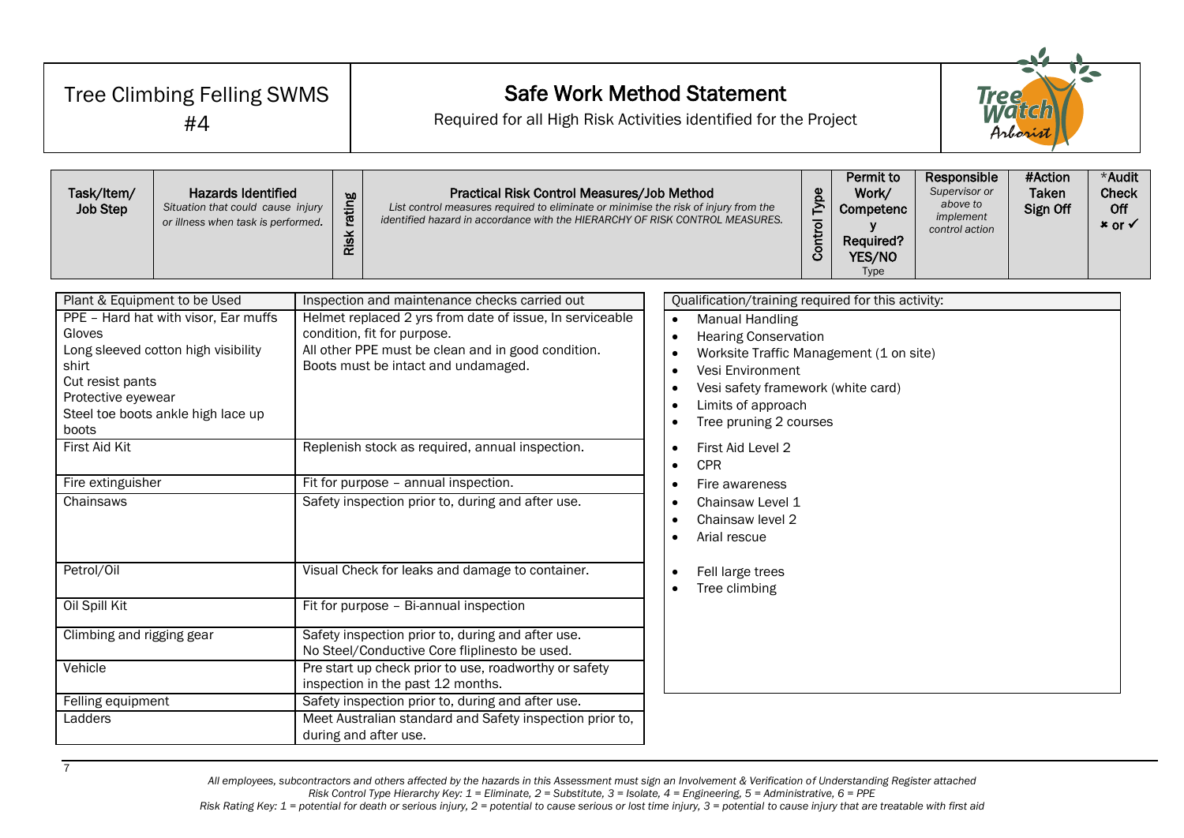| Tree Climbing Felling SWMS #4 | **Safe Work Method Statement**<br>Required for all High Risk Activities identified for the Project |
|---|---|

| **Task/Item/ Job Step** | **Hazards Identified**<br>*Situation that could cause injury or illness when task is performed.* | **Risk rating** | **Practical Risk Control Measures/Job Method**<br>*List control measures required to eliminate or minimise the risk of injury from the identified hazard in accordance with the HIERARCHY OF RISK CONTROL MEASURES.* | **Control Type** | **Permit to Work/ Competency Required? YES/NO** Type | **Responsible** *Supervisor or above to implement control action* | **#Action Taken Sign Off** | ***Audit Check Off** ✖ or ✓ |
|---|---|---|---|---|---|---|---|---|

| Plant & Equipment to be Used | Inspection and maintenance checks carried out |
|---|---|
| PPE – Hard hat with visor, Ear muffs<br>Gloves<br>Long sleeved cotton high visibility shirt<br>Cut resist pants<br>Protective eyewear<br>Steel toe boots ankle high lace up boots | Helmet replaced 2 yrs from date of issue, In serviceable condition, fit for purpose.<br>All other PPE must be clean and in good condition.<br>Boots must be intact and undamaged. |
| First Aid Kit | Replenish stock as required, annual inspection. |
| Fire extinguisher | Fit for purpose – annual inspection. |
| Chainsaws | Safety inspection prior to, during and after use. |
| Petrol/Oil | Visual Check for leaks and damage to container. |
| Oil Spill Kit | Fit for purpose – Bi-annual inspection |
| Climbing and rigging gear | Safety inspection prior to, during and after use.<br>No Steel/Conductive Core fliplinesto be used. |
| Vehicle | Pre start up check prior to use, roadworthy or safety inspection in the past 12 months. |
| Felling equipment | Safety inspection prior to, during and after use. |
| Ladders | Meet Australian standard and Safety inspection prior to, during and after use. |

| Qualification/training required for this activity: |
|---|
| • Manual Handling<br>• Hearing Conservation<br>• Worksite Traffic Management (1 on site)<br>• Vesi Environment<br>• Vesi safety framework (white card)<br>• Limits of approach<br>• Tree pruning 2 courses<br>• First Aid Level 2<br>• CPR<br>• Fire awareness<br>• Chainsaw Level 1<br>• Chainsaw level 2<br>• Arial rescue<br>• Fell large trees<br>• Tree climbing |

*All employees, subcontractors and others affected by the hazards in this Assessment must sign an Involvement & Verification of Understanding Register attached*
*Risk Control Type Hierarchy Key: 1 = Eliminate, 2 = Substitute, 3 = Isolate, 4 = Engineering, 5 = Administrative, 6 = PPE*
*Risk Rating Key: 1 = potential for death or serious injury, 2 = potential to cause serious or lost time injury, 3 = potential to cause injury that are treatable with first aid*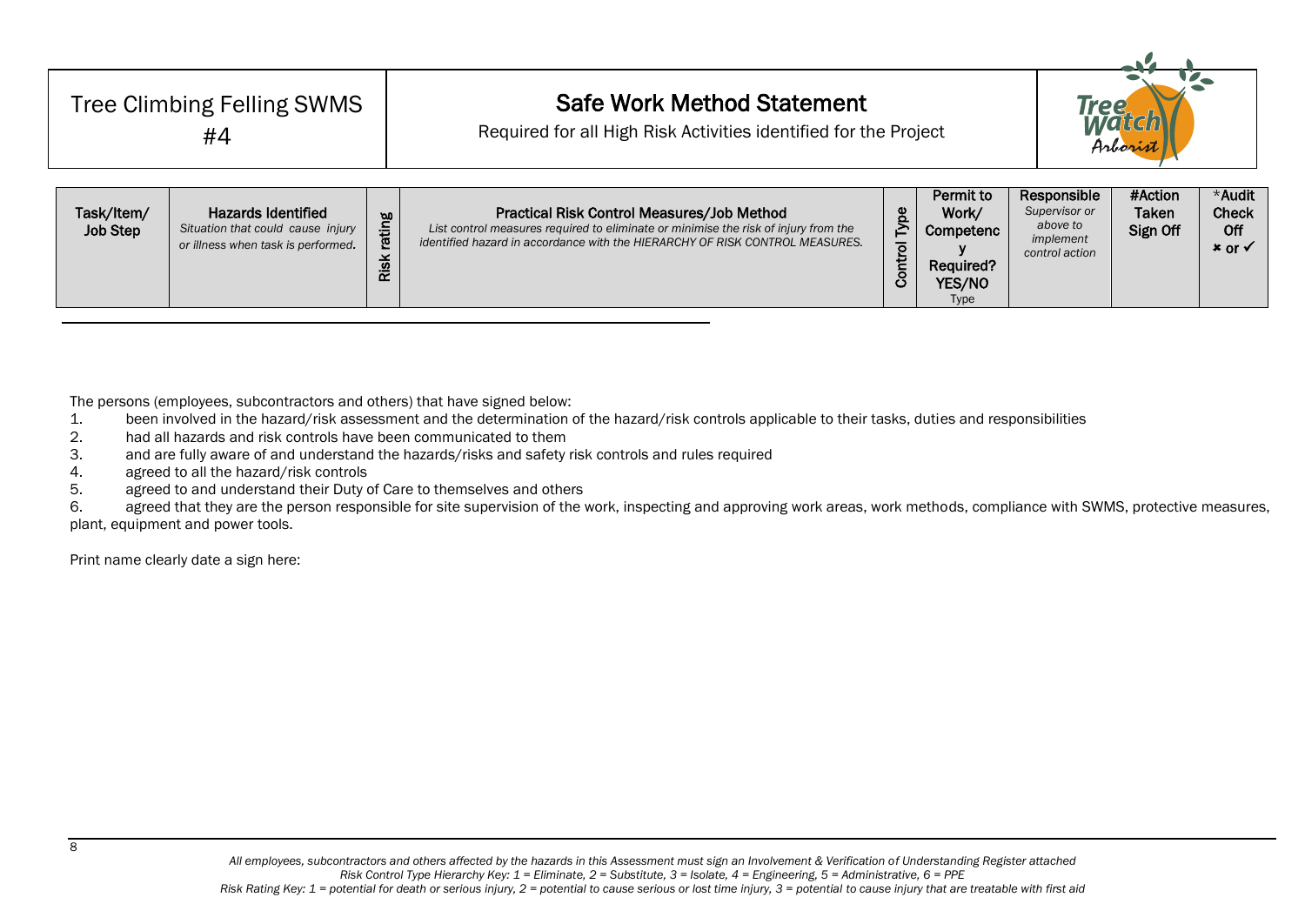| Tree Climbing Felling SWMS #4 | **Safe Work Method Statement** Required for all High Risk Activities identified for the Project |
|---|---|

| Task/Item/ Job Step | Hazards Identified *Situation that could cause injury or illness when task is performed.* | Risk rating | Practical Risk Control Measures/Job Method *List control measures required to eliminate or minimise the risk of injury from the identified hazard in accordance with the HIERARCHY OF RISK CONTROL MEASURES.* | Control Type | Permit to Work/ Competency Required? YES/NO Type | Responsible *Supervisor or above to implement control action* | #Action Taken Sign Off | *Audit Check Off ✖ or ✓ |
|---|---|---|---|---|---|---|---|---|

The persons (employees, subcontractors and others) that have signed below:

1. been involved in the hazard/risk assessment and the determination of the hazard/risk controls applicable to their tasks, duties and responsibilities
2. had all hazards and risk controls have been communicated to them
3. and are fully aware of and understand the hazards/risks and safety risk controls and rules required
4. agreed to all the hazard/risk controls
5. agreed to and understand their Duty of Care to themselves and others
6. agreed that they are the person responsible for site supervision of the work, inspecting and approving work areas, work methods, compliance with SWMS, protective measures, plant, equipment and power tools.

Print name clearly date a sign here:

*All employees, subcontractors and others affected by the hazards in this Assessment must sign an Involvement & Verification of Understanding Register attached*
*Risk Control Type Hierarchy Key: 1 = Eliminate, 2 = Substitute, 3 = Isolate, 4 = Engineering, 5 = Administrative, 6 = PPE*
*Risk Rating Key: 1 = potential for death or serious injury, 2 = potential to cause serious or lost time injury, 3 = potential to cause injury that are treatable with first aid*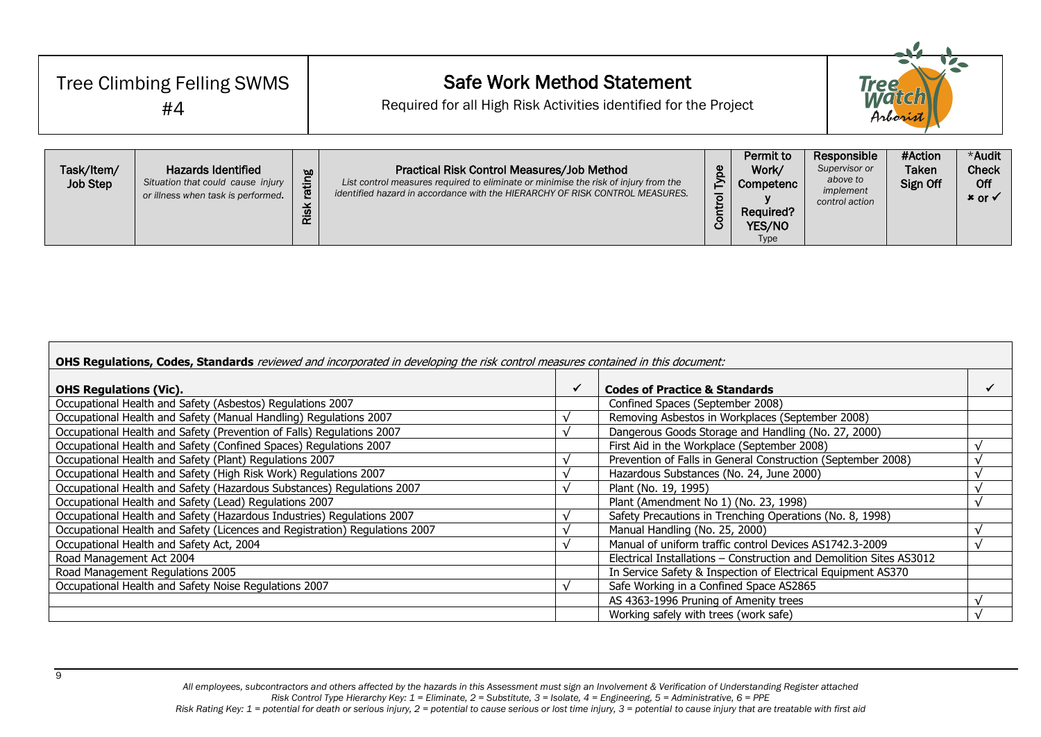| Tree Climbing Felling SWMS #4 | Safe Work Method Statement<br>Required for all High Risk Activities identified for the Project |
|---|---|

| Task/Item/ Job Step | Hazards Identified *Situation that could cause injury or illness when task is performed.* | Risk rating | Practical Risk Control Measures/Job Method *List control measures required to eliminate or minimise the risk of injury from the identified hazard in accordance with the HIERARCHY OF RISK CONTROL MEASURES.* | Control Type | Permit to Work/ Competency Required? YES/NO Type | Responsible *Supervisor or above to implement control action* | #Action Taken Sign Off | *Audit Check Off ✖ or ✓ |
|---|---|---|---|---|---|---|---|---|

**OHS Regulations, Codes, Standards** *reviewed and incorporated in developing the risk control measures contained in this document:*

| **OHS Regulations (Vic).** | ✓ | **Codes of Practice & Standards** | ✓ |
|---|---|---|---|
| Occupational Health and Safety (Asbestos) Regulations 2007 | | Confined Spaces (September 2008) | |
| Occupational Health and Safety (Manual Handling) Regulations 2007 | √ | Removing Asbestos in Workplaces (September 2008) | |
| Occupational Health and Safety (Prevention of Falls) Regulations 2007 | √ | Dangerous Goods Storage and Handling (No. 27, 2000) | |
| Occupational Health and Safety (Confined Spaces) Regulations 2007 | | First Aid in the Workplace (September 2008) | √ |
| Occupational Health and Safety (Plant) Regulations 2007 | √ | Prevention of Falls in General Construction (September 2008) | √ |
| Occupational Health and Safety (High Risk Work) Regulations 2007 | √ | Hazardous Substances (No. 24, June 2000) | √ |
| Occupational Health and Safety (Hazardous Substances) Regulations 2007 | √ | Plant (No. 19, 1995) | √ |
| Occupational Health and Safety (Lead) Regulations 2007 | | Plant (Amendment No 1) (No. 23, 1998) | √ |
| Occupational Health and Safety (Hazardous Industries) Regulations 2007 | √ | Safety Precautions in Trenching Operations (No. 8, 1998) | |
| Occupational Health and Safety (Licences and Registration) Regulations 2007 | √ | Manual Handling (No. 25, 2000) | √ |
| Occupational Health and Safety Act, 2004 | √ | Manual of uniform traffic control Devices AS1742.3-2009 | √ |
| Road Management Act 2004 | | Electrical Installations – Construction and Demolition Sites AS3012 | |
| Road Management Regulations 2005 | | In Service Safety & Inspection of Electrical Equipment AS370 | |
| Occupational Health and Safety Noise Regulations 2007 | √ | Safe Working in a Confined Space AS2865 | |
| | | AS 4363-1996 Pruning of Amenity trees | √ |
| | | Working safely with trees (work safe) | √ |

*All employees, subcontractors and others affected by the hazards in this Assessment must sign an Involvement & Verification of Understanding Register attached*
*Risk Control Type Hierarchy Key: 1 = Eliminate, 2 = Substitute, 3 = Isolate, 4 = Engineering, 5 = Administrative, 6 = PPE*
*Risk Rating Key: 1 = potential for death or serious injury, 2 = potential to cause serious or lost time injury, 3 = potential to cause injury that are treatable with first aid*